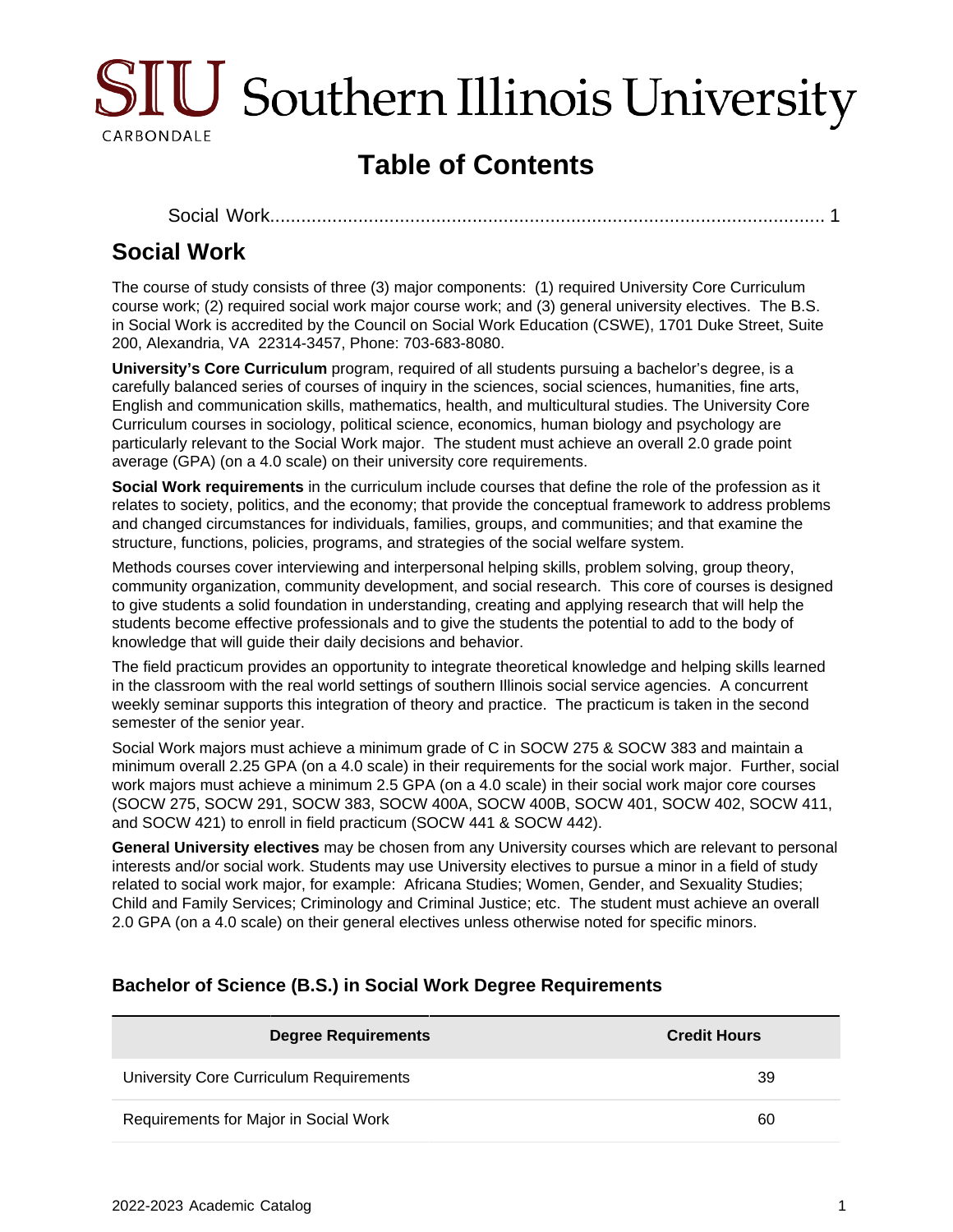# Table of Contents

Social Work .......... 1

## Social Work

The course of study consists of three (3) major components: (1) required University Core Curriculum course work; (2) required social work major course work; and (3) general university electives. The B.S. in Social Work is accredited by the Council on Social Work Education (CSWE), 1701 Duke Street, Suite 200, Alexandria, VA 22314-3457, Phone: 703-683-8080.

**University's Core Curriculum** program, required of all students pursuing a bachelor's degree, is a carefully balanced series of courses of inquiry in the sciences, social sciences, humanities, fine arts, English and communication skills, mathematics, health, and multicultural studies. The University Core Curriculum courses in sociology, political science, economics, human biology and psychology are particularly relevant to the Social Work major. The student must achieve an overall 2.0 grade point average (GPA) (on a 4.0 scale) on their university core requirements.

**Social Work requirements** in the curriculum include courses that define the role of the profession as it relates to society, politics, and the economy; that provide the conceptual framework to address problems and changed circumstances for individuals, families, groups, and communities; and that examine the structure, functions, policies, programs, and strategies of the social welfare system.

Methods courses cover interviewing and interpersonal helping skills, problem solving, group theory, community organization, community development, and social research. This core of courses is designed to give students a solid foundation in understanding, creating and applying research that will help the students become effective professionals and to give the students the potential to add to the body of knowledge that will guide their daily decisions and behavior.

The field practicum provides an opportunity to integrate theoretical knowledge and helping skills learned in the classroom with the real world settings of southern Illinois social service agencies. A concurrent weekly seminar supports this integration of theory and practice. The practicum is taken in the second semester of the senior year.

Social Work majors must achieve a minimum grade of C in SOCW 275 & SOCW 383 and maintain a minimum overall 2.25 GPA (on a 4.0 scale) in their requirements for the social work major. Further, social work majors must achieve a minimum 2.5 GPA (on a 4.0 scale) in their social work major core courses (SOCW 275, SOCW 291, SOCW 383, SOCW 400A, SOCW 400B, SOCW 401, SOCW 402, SOCW 411, and SOCW 421) to enroll in field practicum (SOCW 441 & SOCW 442).

**General University electives** may be chosen from any University courses which are relevant to personal interests and/or social work. Students may use University electives to pursue a minor in a field of study related to social work major, for example: Africana Studies; Women, Gender, and Sexuality Studies; Child and Family Services; Criminology and Criminal Justice; etc. The student must achieve an overall 2.0 GPA (on a 4.0 scale) on their general electives unless otherwise noted for specific minors.

### Bachelor of Science (B.S.) in Social Work Degree Requirements

| Degree Requirements | Credit Hours |
|---|---|
| University Core Curriculum Requirements | 39 |
| Requirements for Major in Social Work | 60 |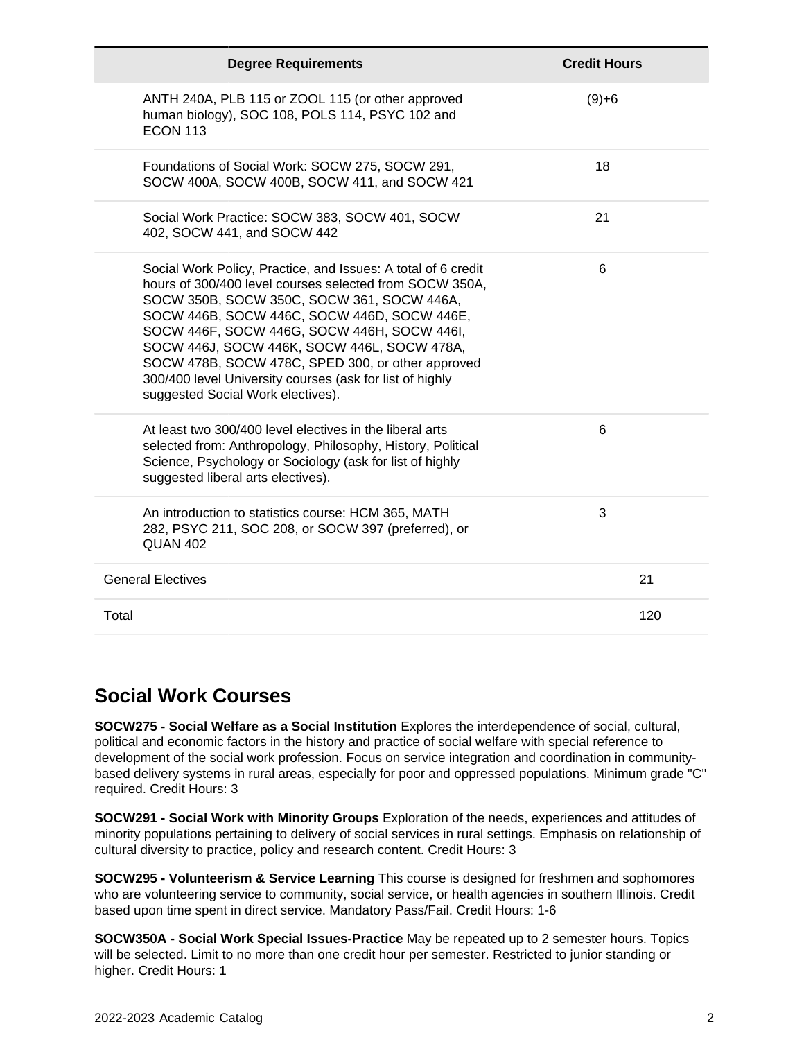| Degree Requirements | Credit Hours |
| --- | --- |
| ANTH 240A, PLB 115 or ZOOL 115 (or other approved human biology), SOC 108, POLS 114, PSYC 102 and ECON 113 | (9)+6 |
| Foundations of Social Work: SOCW 275, SOCW 291, SOCW 400A, SOCW 400B, SOCW 411, and SOCW 421 | 18 |
| Social Work Practice: SOCW 383, SOCW 401, SOCW 402, SOCW 441, and SOCW 442 | 21 |
| Social Work Policy, Practice, and Issues: A total of 6 credit hours of 300/400 level courses selected from SOCW 350A, SOCW 350B, SOCW 350C, SOCW 361, SOCW 446A, SOCW 446B, SOCW 446C, SOCW 446D, SOCW 446E, SOCW 446F, SOCW 446G, SOCW 446H, SOCW 446I, SOCW 446J, SOCW 446K, SOCW 446L, SOCW 478A, SOCW 478B, SOCW 478C, SPED 300, or other approved 300/400 level University courses (ask for list of highly suggested Social Work electives). | 6 |
| At least two 300/400 level electives in the liberal arts selected from: Anthropology, Philosophy, History, Political Science, Psychology or Sociology (ask for list of highly suggested liberal arts electives). | 6 |
| An introduction to statistics course: HCM 365, MATH 282, PSYC 211, SOC 208, or SOCW 397 (preferred), or QUAN 402 | 3 |
| General Electives | 21 |
| Total | 120 |

## Social Work Courses

**SOCW275 - Social Welfare as a Social Institution** Explores the interdependence of social, cultural, political and economic factors in the history and practice of social welfare with special reference to development of the social work profession. Focus on service integration and coordination in community-based delivery systems in rural areas, especially for poor and oppressed populations. Minimum grade "C" required. Credit Hours: 3

**SOCW291 - Social Work with Minority Groups** Exploration of the needs, experiences and attitudes of minority populations pertaining to delivery of social services in rural settings. Emphasis on relationship of cultural diversity to practice, policy and research content. Credit Hours: 3

**SOCW295 - Volunteerism & Service Learning** This course is designed for freshmen and sophomores who are volunteering service to community, social service, or health agencies in southern Illinois. Credit based upon time spent in direct service. Mandatory Pass/Fail. Credit Hours: 1-6

**SOCW350A - Social Work Special Issues-Practice** May be repeated up to 2 semester hours. Topics will be selected. Limit to no more than one credit hour per semester. Restricted to junior standing or higher. Credit Hours: 1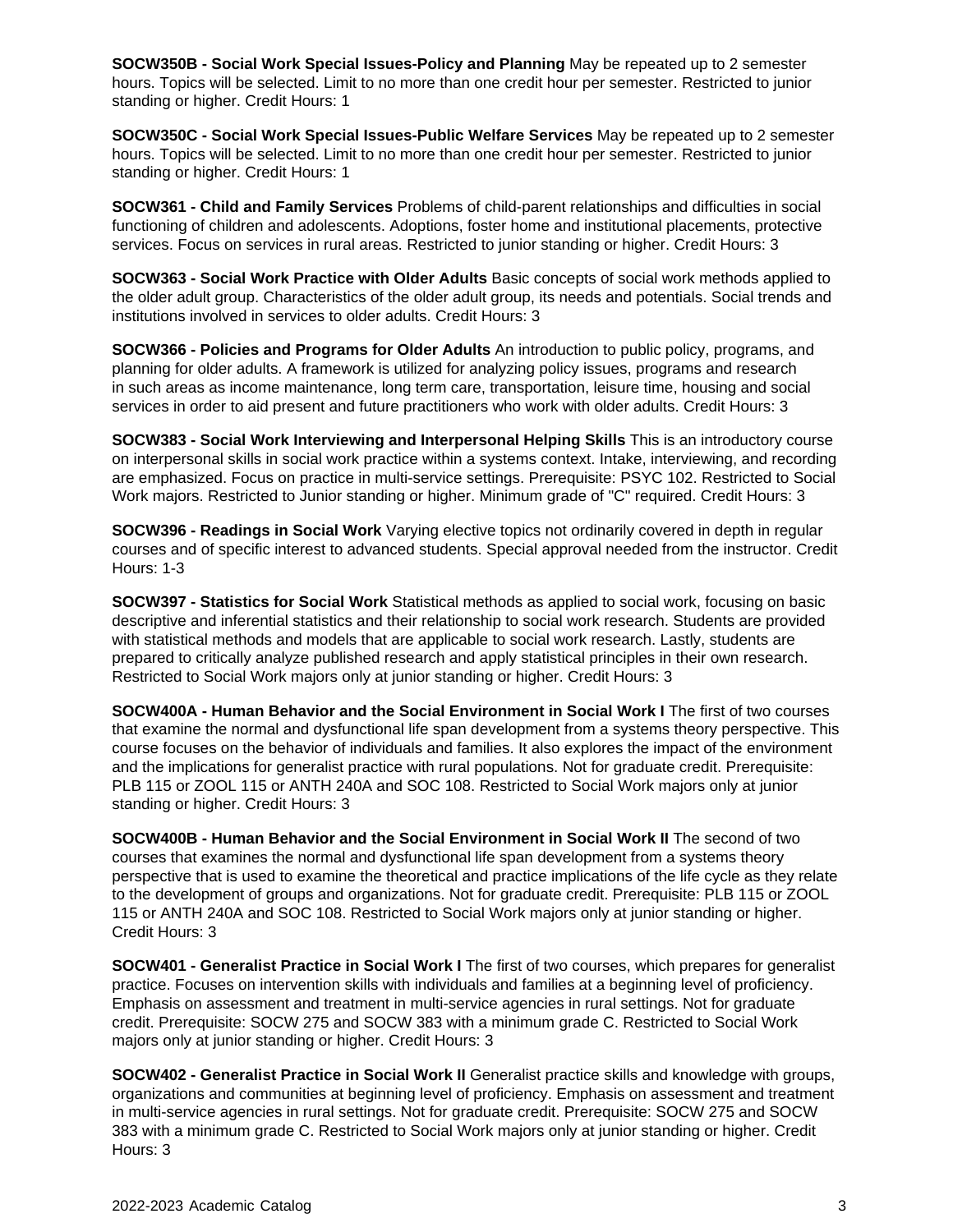**SOCW350B - Social Work Special Issues-Policy and Planning** May be repeated up to 2 semester hours. Topics will be selected. Limit to no more than one credit hour per semester. Restricted to junior standing or higher. Credit Hours: 1

**SOCW350C - Social Work Special Issues-Public Welfare Services** May be repeated up to 2 semester hours. Topics will be selected. Limit to no more than one credit hour per semester. Restricted to junior standing or higher. Credit Hours: 1

**SOCW361 - Child and Family Services** Problems of child-parent relationships and difficulties in social functioning of children and adolescents. Adoptions, foster home and institutional placements, protective services. Focus on services in rural areas. Restricted to junior standing or higher. Credit Hours: 3

**SOCW363 - Social Work Practice with Older Adults** Basic concepts of social work methods applied to the older adult group. Characteristics of the older adult group, its needs and potentials. Social trends and institutions involved in services to older adults. Credit Hours: 3

**SOCW366 - Policies and Programs for Older Adults** An introduction to public policy, programs, and planning for older adults. A framework is utilized for analyzing policy issues, programs and research in such areas as income maintenance, long term care, transportation, leisure time, housing and social services in order to aid present and future practitioners who work with older adults. Credit Hours: 3

**SOCW383 - Social Work Interviewing and Interpersonal Helping Skills** This is an introductory course on interpersonal skills in social work practice within a systems context. Intake, interviewing, and recording are emphasized. Focus on practice in multi-service settings. Prerequisite: PSYC 102. Restricted to Social Work majors. Restricted to Junior standing or higher. Minimum grade of "C" required. Credit Hours: 3

**SOCW396 - Readings in Social Work** Varying elective topics not ordinarily covered in depth in regular courses and of specific interest to advanced students. Special approval needed from the instructor. Credit Hours: 1-3

**SOCW397 - Statistics for Social Work** Statistical methods as applied to social work, focusing on basic descriptive and inferential statistics and their relationship to social work research. Students are provided with statistical methods and models that are applicable to social work research. Lastly, students are prepared to critically analyze published research and apply statistical principles in their own research. Restricted to Social Work majors only at junior standing or higher. Credit Hours: 3

**SOCW400A - Human Behavior and the Social Environment in Social Work I** The first of two courses that examine the normal and dysfunctional life span development from a systems theory perspective. This course focuses on the behavior of individuals and families. It also explores the impact of the environment and the implications for generalist practice with rural populations. Not for graduate credit. Prerequisite: PLB 115 or ZOOL 115 or ANTH 240A and SOC 108. Restricted to Social Work majors only at junior standing or higher. Credit Hours: 3

**SOCW400B - Human Behavior and the Social Environment in Social Work II** The second of two courses that examines the normal and dysfunctional life span development from a systems theory perspective that is used to examine the theoretical and practice implications of the life cycle as they relate to the development of groups and organizations. Not for graduate credit. Prerequisite: PLB 115 or ZOOL 115 or ANTH 240A and SOC 108. Restricted to Social Work majors only at junior standing or higher. Credit Hours: 3

**SOCW401 - Generalist Practice in Social Work I** The first of two courses, which prepares for generalist practice. Focuses on intervention skills with individuals and families at a beginning level of proficiency. Emphasis on assessment and treatment in multi-service agencies in rural settings. Not for graduate credit. Prerequisite: SOCW 275 and SOCW 383 with a minimum grade C. Restricted to Social Work majors only at junior standing or higher. Credit Hours: 3

**SOCW402 - Generalist Practice in Social Work II** Generalist practice skills and knowledge with groups, organizations and communities at beginning level of proficiency. Emphasis on assessment and treatment in multi-service agencies in rural settings. Not for graduate credit. Prerequisite: SOCW 275 and SOCW 383 with a minimum grade C. Restricted to Social Work majors only at junior standing or higher. Credit Hours: 3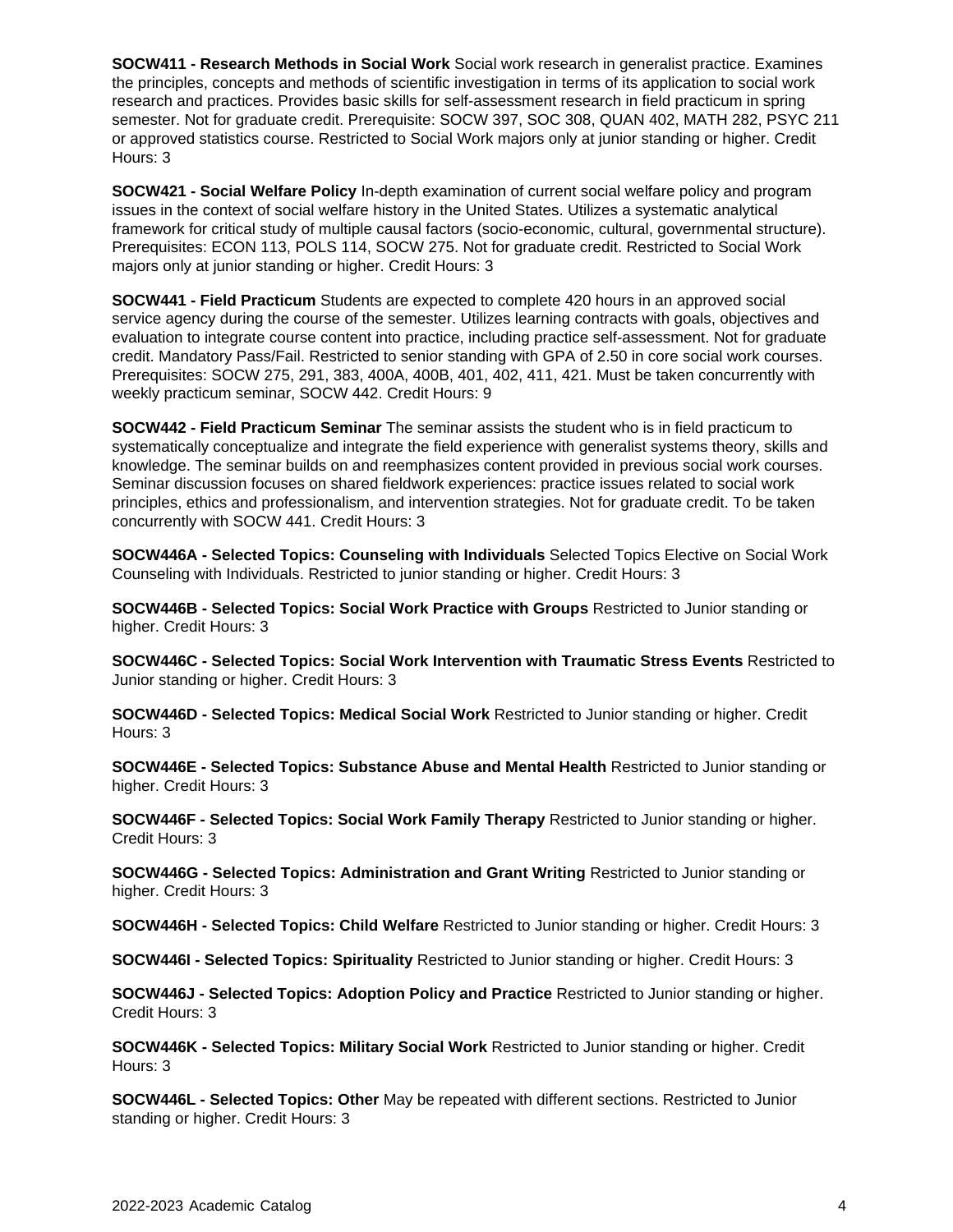**SOCW411 - Research Methods in Social Work** Social work research in generalist practice. Examines the principles, concepts and methods of scientific investigation in terms of its application to social work research and practices. Provides basic skills for self-assessment research in field practicum in spring semester. Not for graduate credit. Prerequisite: SOCW 397, SOC 308, QUAN 402, MATH 282, PSYC 211 or approved statistics course. Restricted to Social Work majors only at junior standing or higher. Credit Hours: 3

**SOCW421 - Social Welfare Policy** In-depth examination of current social welfare policy and program issues in the context of social welfare history in the United States. Utilizes a systematic analytical framework for critical study of multiple causal factors (socio-economic, cultural, governmental structure). Prerequisites: ECON 113, POLS 114, SOCW 275. Not for graduate credit. Restricted to Social Work majors only at junior standing or higher. Credit Hours: 3

**SOCW441 - Field Practicum** Students are expected to complete 420 hours in an approved social service agency during the course of the semester. Utilizes learning contracts with goals, objectives and evaluation to integrate course content into practice, including practice self-assessment. Not for graduate credit. Mandatory Pass/Fail. Restricted to senior standing with GPA of 2.50 in core social work courses. Prerequisites: SOCW 275, 291, 383, 400A, 400B, 401, 402, 411, 421. Must be taken concurrently with weekly practicum seminar, SOCW 442. Credit Hours: 9

**SOCW442 - Field Practicum Seminar** The seminar assists the student who is in field practicum to systematically conceptualize and integrate the field experience with generalist systems theory, skills and knowledge. The seminar builds on and reemphasizes content provided in previous social work courses. Seminar discussion focuses on shared fieldwork experiences: practice issues related to social work principles, ethics and professionalism, and intervention strategies. Not for graduate credit. To be taken concurrently with SOCW 441. Credit Hours: 3

**SOCW446A - Selected Topics: Counseling with Individuals** Selected Topics Elective on Social Work Counseling with Individuals. Restricted to junior standing or higher. Credit Hours: 3

**SOCW446B - Selected Topics: Social Work Practice with Groups** Restricted to Junior standing or higher. Credit Hours: 3

**SOCW446C - Selected Topics: Social Work Intervention with Traumatic Stress Events** Restricted to Junior standing or higher. Credit Hours: 3

**SOCW446D - Selected Topics: Medical Social Work** Restricted to Junior standing or higher. Credit Hours: 3

**SOCW446E - Selected Topics: Substance Abuse and Mental Health** Restricted to Junior standing or higher. Credit Hours: 3

**SOCW446F - Selected Topics: Social Work Family Therapy** Restricted to Junior standing or higher. Credit Hours: 3

**SOCW446G - Selected Topics: Administration and Grant Writing** Restricted to Junior standing or higher. Credit Hours: 3

**SOCW446H - Selected Topics: Child Welfare** Restricted to Junior standing or higher. Credit Hours: 3

**SOCW446I - Selected Topics: Spirituality** Restricted to Junior standing or higher. Credit Hours: 3

**SOCW446J - Selected Topics: Adoption Policy and Practice** Restricted to Junior standing or higher. Credit Hours: 3

**SOCW446K - Selected Topics: Military Social Work** Restricted to Junior standing or higher. Credit Hours: 3

**SOCW446L - Selected Topics: Other** May be repeated with different sections. Restricted to Junior standing or higher. Credit Hours: 3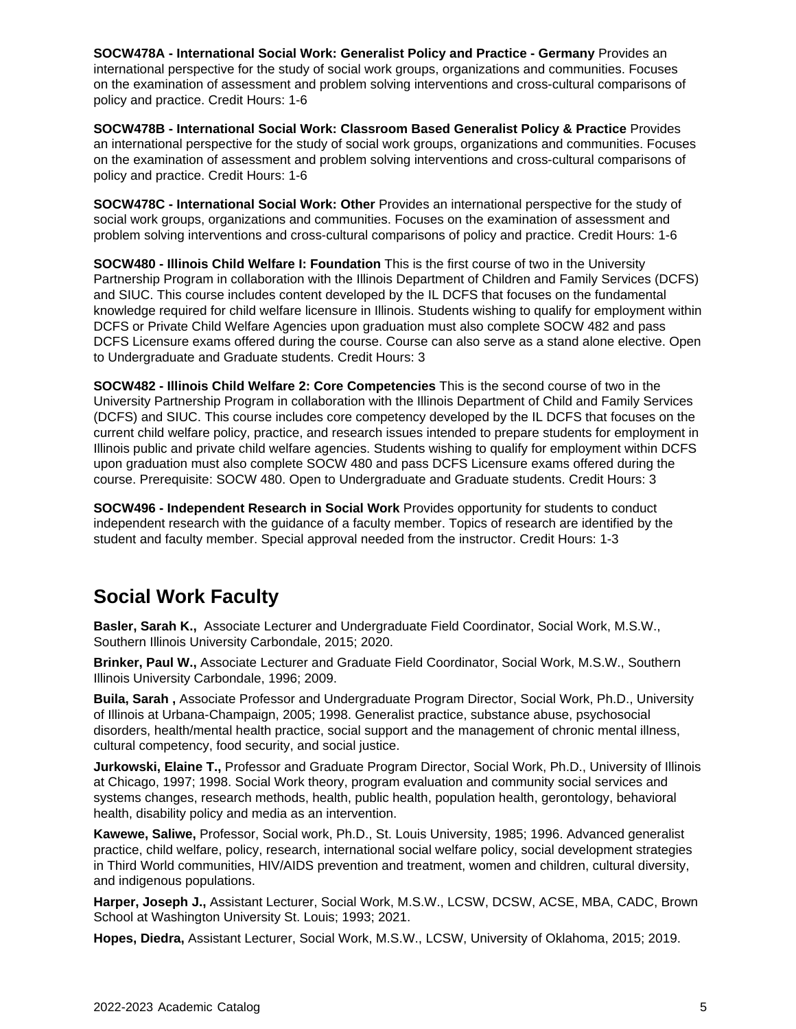**SOCW478A - International Social Work: Generalist Policy and Practice - Germany** Provides an international perspective for the study of social work groups, organizations and communities. Focuses on the examination of assessment and problem solving interventions and cross-cultural comparisons of policy and practice. Credit Hours: 1-6

**SOCW478B - International Social Work: Classroom Based Generalist Policy & Practice** Provides an international perspective for the study of social work groups, organizations and communities. Focuses on the examination of assessment and problem solving interventions and cross-cultural comparisons of policy and practice. Credit Hours: 1-6

**SOCW478C - International Social Work: Other** Provides an international perspective for the study of social work groups, organizations and communities. Focuses on the examination of assessment and problem solving interventions and cross-cultural comparisons of policy and practice. Credit Hours: 1-6

**SOCW480 - Illinois Child Welfare I: Foundation** This is the first course of two in the University Partnership Program in collaboration with the Illinois Department of Children and Family Services (DCFS) and SIUC. This course includes content developed by the IL DCFS that focuses on the fundamental knowledge required for child welfare licensure in Illinois. Students wishing to qualify for employment within DCFS or Private Child Welfare Agencies upon graduation must also complete SOCW 482 and pass DCFS Licensure exams offered during the course. Course can also serve as a stand alone elective. Open to Undergraduate and Graduate students. Credit Hours: 3

**SOCW482 - Illinois Child Welfare 2: Core Competencies** This is the second course of two in the University Partnership Program in collaboration with the Illinois Department of Child and Family Services (DCFS) and SIUC. This course includes core competency developed by the IL DCFS that focuses on the current child welfare policy, practice, and research issues intended to prepare students for employment in Illinois public and private child welfare agencies. Students wishing to qualify for employment within DCFS upon graduation must also complete SOCW 480 and pass DCFS Licensure exams offered during the course. Prerequisite: SOCW 480. Open to Undergraduate and Graduate students. Credit Hours: 3

**SOCW496 - Independent Research in Social Work** Provides opportunity for students to conduct independent research with the guidance of a faculty member. Topics of research are identified by the student and faculty member. Special approval needed from the instructor. Credit Hours: 1-3

## Social Work Faculty

**Basler, Sarah K.,** Associate Lecturer and Undergraduate Field Coordinator, Social Work, M.S.W., Southern Illinois University Carbondale, 2015; 2020.

**Brinker, Paul W.,** Associate Lecturer and Graduate Field Coordinator, Social Work, M.S.W., Southern Illinois University Carbondale, 1996; 2009.

**Buila, Sarah ,** Associate Professor and Undergraduate Program Director, Social Work, Ph.D., University of Illinois at Urbana-Champaign, 2005; 1998. Generalist practice, substance abuse, psychosocial disorders, health/mental health practice, social support and the management of chronic mental illness, cultural competency, food security, and social justice.

**Jurkowski, Elaine T.,** Professor and Graduate Program Director, Social Work, Ph.D., University of Illinois at Chicago, 1997; 1998. Social Work theory, program evaluation and community social services and systems changes, research methods, health, public health, population health, gerontology, behavioral health, disability policy and media as an intervention.

**Kawewe, Saliwe,** Professor, Social work, Ph.D., St. Louis University, 1985; 1996. Advanced generalist practice, child welfare, policy, research, international social welfare policy, social development strategies in Third World communities, HIV/AIDS prevention and treatment, women and children, cultural diversity, and indigenous populations.

**Harper, Joseph J.,** Assistant Lecturer, Social Work, M.S.W., LCSW, DCSW, ACSE, MBA, CADC, Brown School at Washington University St. Louis; 1993; 2021.

**Hopes, Diedra,** Assistant Lecturer, Social Work, M.S.W., LCSW, University of Oklahoma, 2015; 2019.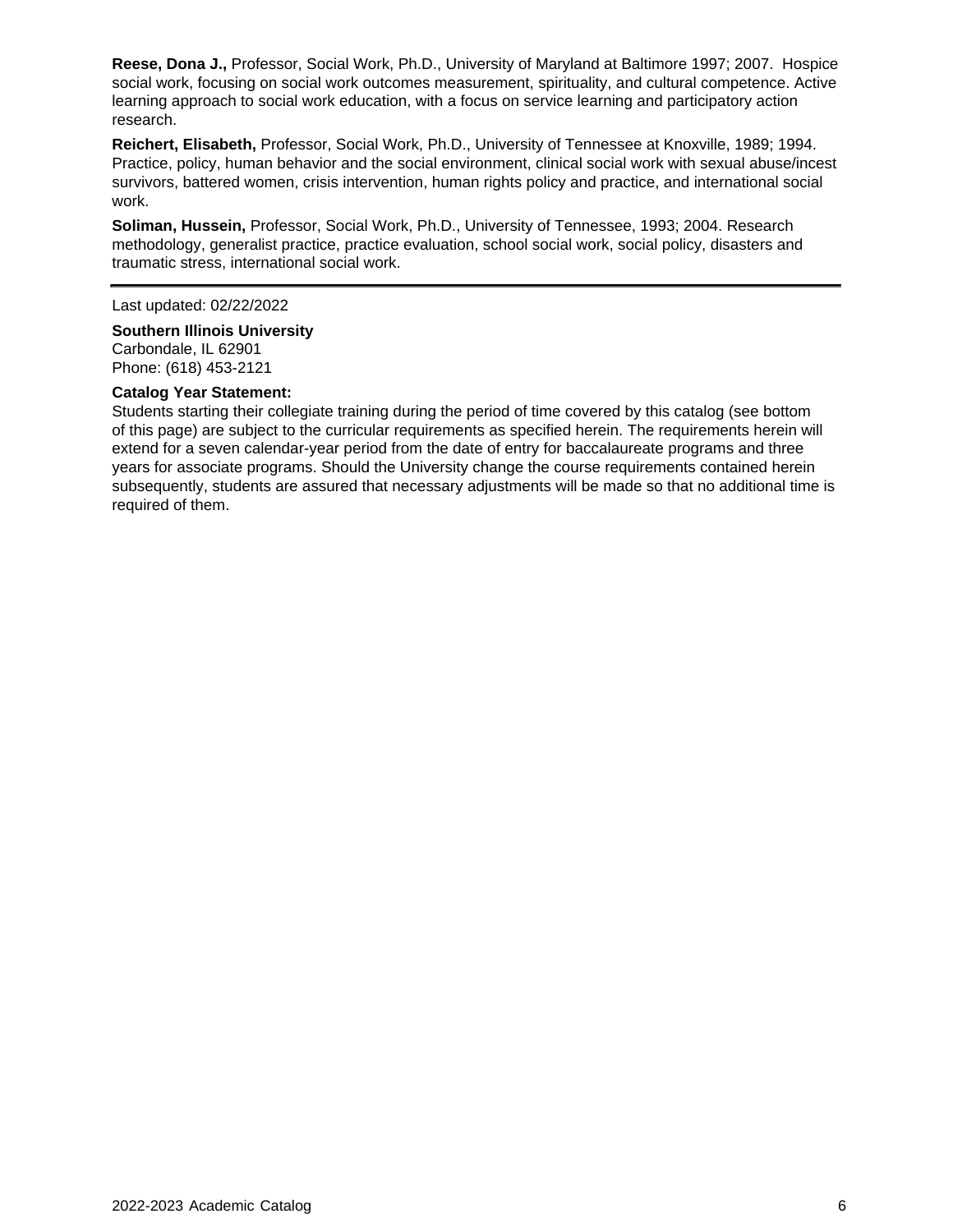**Reese, Dona J.,** Professor, Social Work, Ph.D., University of Maryland at Baltimore 1997; 2007. Hospice social work, focusing on social work outcomes measurement, spirituality, and cultural competence. Active learning approach to social work education, with a focus on service learning and participatory action research.

**Reichert, Elisabeth,** Professor, Social Work, Ph.D., University of Tennessee at Knoxville, 1989; 1994. Practice, policy, human behavior and the social environment, clinical social work with sexual abuse/incest survivors, battered women, crisis intervention, human rights policy and practice, and international social work.

**Soliman, Hussein,** Professor, Social Work, Ph.D., University of Tennessee, 1993; 2004. Research methodology, generalist practice, practice evaluation, school social work, social policy, disasters and traumatic stress, international social work.

---

Last updated: 02/22/2022

**Southern Illinois University**
Carbondale, IL 62901
Phone: (618) 453-2121

**Catalog Year Statement:**
Students starting their collegiate training during the period of time covered by this catalog (see bottom of this page) are subject to the curricular requirements as specified herein. The requirements herein will extend for a seven calendar-year period from the date of entry for baccalaureate programs and three years for associate programs. Should the University change the course requirements contained herein subsequently, students are assured that necessary adjustments will be made so that no additional time is required of them.